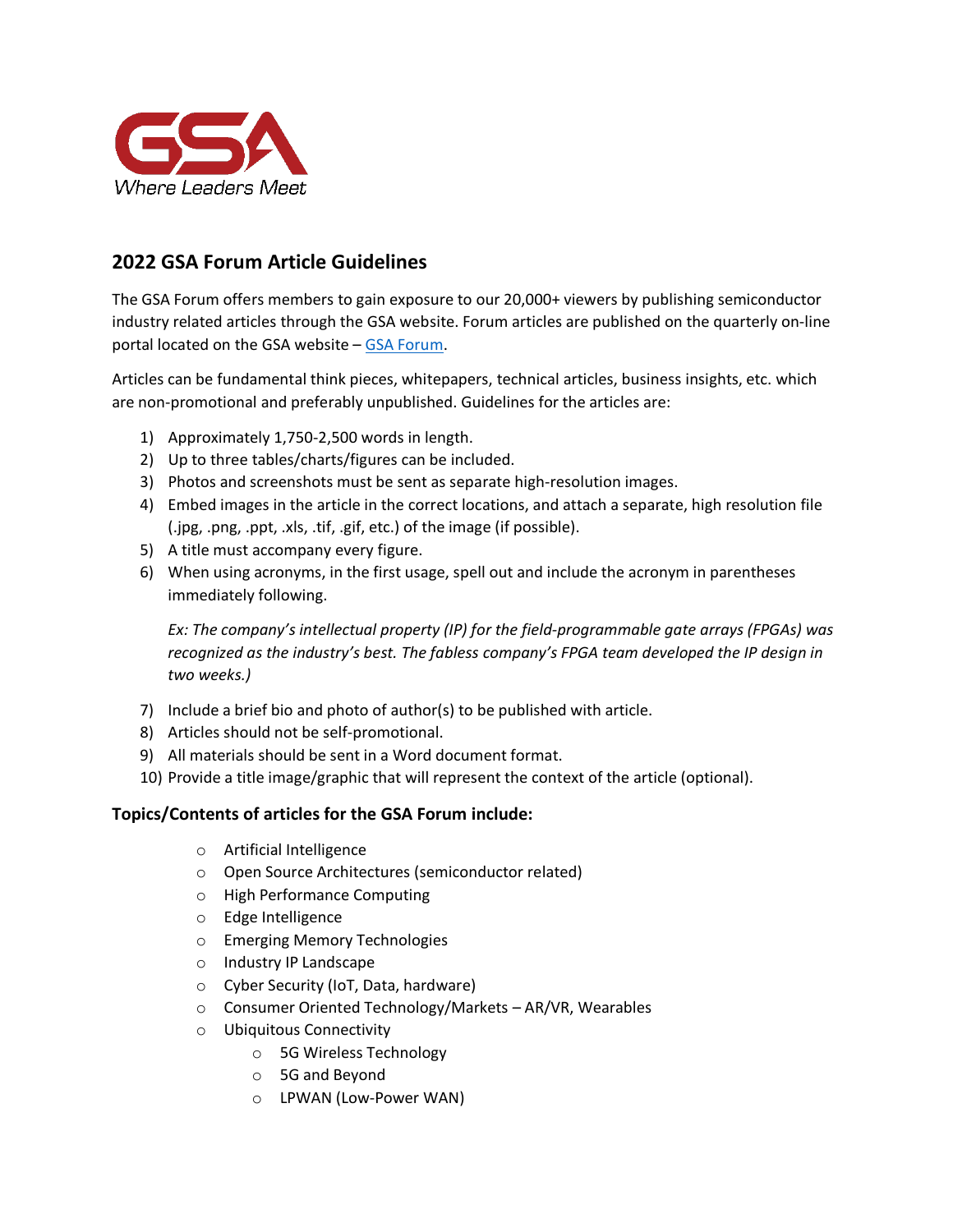GSA
Where Leaders Meet

## 2022 GSA Forum Article Guidelines

The GSA Forum offers members to gain exposure to our 20,000+ viewers by publishing semiconductor industry related articles through the GSA website. Forum articles are published on the quarterly on-line portal located on the GSA website – GSA Forum.

Articles can be fundamental think pieces, whitepapers, technical articles, business insights, etc. which are non-promotional and preferably unpublished. Guidelines for the articles are:

1) Approximately 1,750-2,500 words in length.
2) Up to three tables/charts/figures can be included.
3) Photos and screenshots must be sent as separate high-resolution images.
4) Embed images in the article in the correct locations, and attach a separate, high resolution file (.jpg, .png, .ppt, .xls, .tif, .gif, etc.) of the image (if possible).
5) A title must accompany every figure.
6) When using acronyms, in the first usage, spell out and include the acronym in parentheses immediately following.

   *Ex: The company's intellectual property (IP) for the field-programmable gate arrays (FPGAs) was recognized as the industry's best. The fabless company's FPGA team developed the IP design in two weeks.)*

7) Include a brief bio and photo of author(s) to be published with article.
8) Articles should not be self-promotional.
9) All materials should be sent in a Word document format.
10) Provide a title image/graphic that will represent the context of the article (optional).

### Topics/Contents of articles for the GSA Forum include:

- Artificial Intelligence
- Open Source Architectures (semiconductor related)
- High Performance Computing
- Edge Intelligence
- Emerging Memory Technologies
- Industry IP Landscape
- Cyber Security (IoT, Data, hardware)
- Consumer Oriented Technology/Markets – AR/VR, Wearables
- Ubiquitous Connectivity
  - 5G Wireless Technology
  - 5G and Beyond
  - LPWAN (Low-Power WAN)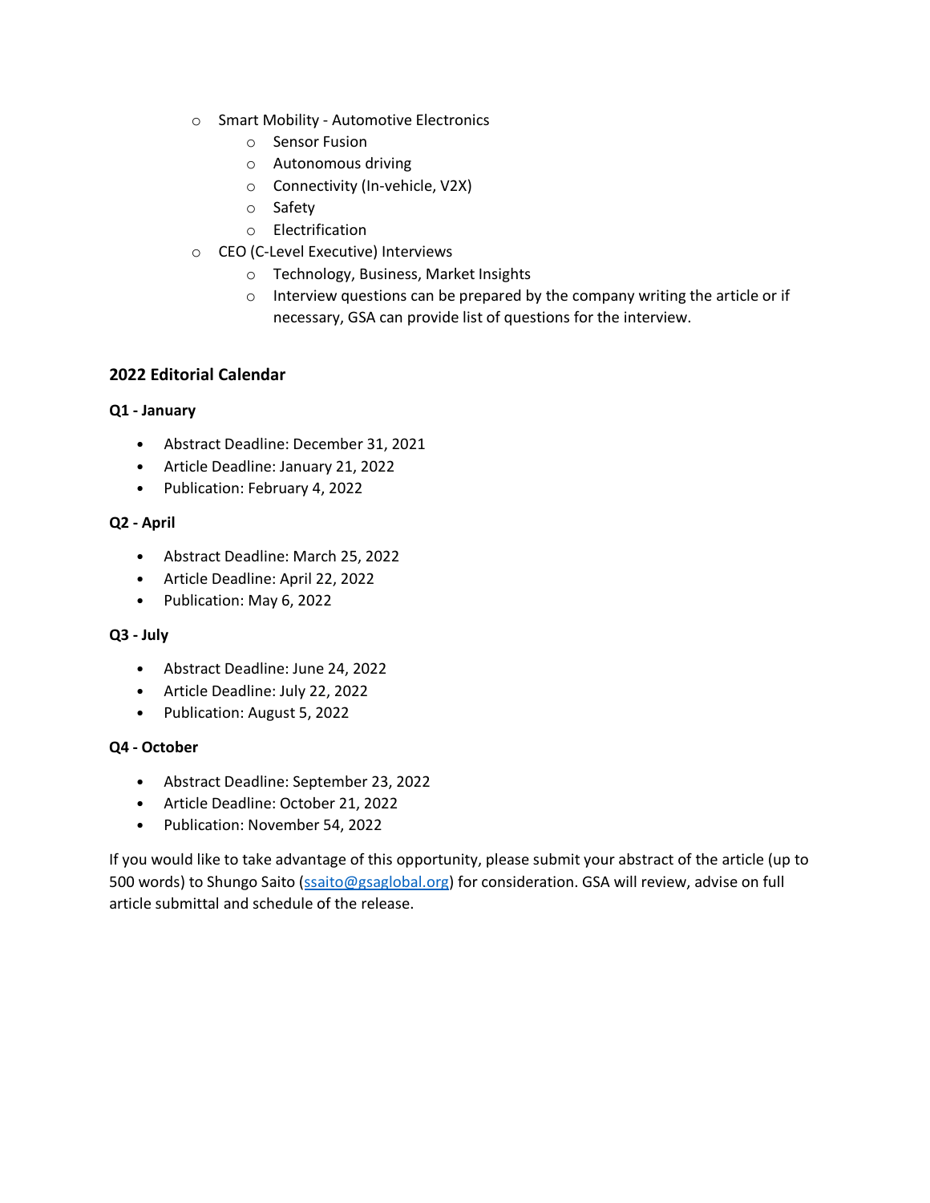- Smart Mobility - Automotive Electronics
    - Sensor Fusion
    - Autonomous driving
    - Connectivity (In-vehicle, V2X)
    - Safety
    - Electrification
- CEO (C-Level Executive) Interviews
    - Technology, Business, Market Insights
    - Interview questions can be prepared by the company writing the article or if necessary, GSA can provide list of questions for the interview.

### 2022 Editorial Calendar

**Q1 - January**

- Abstract Deadline: December 31, 2021
- Article Deadline: January 21, 2022
- Publication: February 4, 2022

**Q2 - April**

- Abstract Deadline: March 25, 2022
- Article Deadline: April 22, 2022
- Publication: May 6, 2022

**Q3 - July**

- Abstract Deadline: June 24, 2022
- Article Deadline: July 22, 2022
- Publication: August 5, 2022

**Q4 - October**

- Abstract Deadline: September 23, 2022
- Article Deadline: October 21, 2022
- Publication: November 54, 2022

If you would like to take advantage of this opportunity, please submit your abstract of the article (up to 500 words) to Shungo Saito (ssaito@gsaglobal.org) for consideration. GSA will review, advise on full article submittal and schedule of the release.